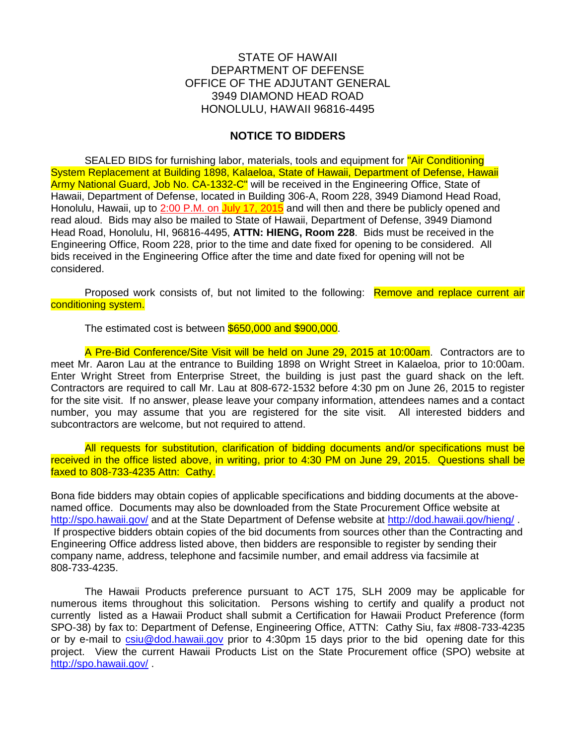STATE OF HAWAII
DEPARTMENT OF DEFENSE
OFFICE OF THE ADJUTANT GENERAL
3949 DIAMOND HEAD ROAD
HONOLULU, HAWAII 96816-4495

## NOTICE TO BIDDERS

SEALED BIDS for furnishing labor, materials, tools and equipment for "Air Conditioning System Replacement at Building 1898, Kalaeloa, State of Hawaii, Department of Defense, Hawaii Army National Guard, Job No. CA-1332-C" will be received in the Engineering Office, State of Hawaii, Department of Defense, located in Building 306-A, Room 228, 3949 Diamond Head Road, Honolulu, Hawaii, up to 2:00 P.M. on July 17, 2015 and will then and there be publicly opened and read aloud. Bids may also be mailed to State of Hawaii, Department of Defense, 3949 Diamond Head Road, Honolulu, HI, 96816-4495, **ATTN: HIENG, Room 228**. Bids must be received in the Engineering Office, Room 228, prior to the time and date fixed for opening to be considered. All bids received in the Engineering Office after the time and date fixed for opening will not be considered.

Proposed work consists of, but not limited to the following: Remove and replace current air conditioning system.

The estimated cost is between $650,000 and $900,000.

A Pre-Bid Conference/Site Visit will be held on June 29, 2015 at 10:00am. Contractors are to meet Mr. Aaron Lau at the entrance to Building 1898 on Wright Street in Kalaeloa, prior to 10:00am. Enter Wright Street from Enterprise Street, the building is just past the guard shack on the left. Contractors are required to call Mr. Lau at 808-672-1532 before 4:30 pm on June 26, 2015 to register for the site visit. If no answer, please leave your company information, attendees names and a contact number, you may assume that you are registered for the site visit. All interested bidders and subcontractors are welcome, but not required to attend.

All requests for substitution, clarification of bidding documents and/or specifications must be received in the office listed above, in writing, prior to 4:30 PM on June 29, 2015. Questions shall be faxed to 808-733-4235 Attn: Cathy.

Bona fide bidders may obtain copies of applicable specifications and bidding documents at the above-named office. Documents may also be downloaded from the State Procurement Office website at http://spo.hawaii.gov/ and at the State Department of Defense website at http://dod.hawaii.gov/hieng/ . If prospective bidders obtain copies of the bid documents from sources other than the Contracting and Engineering Office address listed above, then bidders are responsible to register by sending their company name, address, telephone and facsimile number, and email address via facsimile at 808-733-4235.

The Hawaii Products preference pursuant to ACT 175, SLH 2009 may be applicable for numerous items throughout this solicitation. Persons wishing to certify and qualify a product not currently listed as a Hawaii Product shall submit a Certification for Hawaii Product Preference (form SPO-38) by fax to: Department of Defense, Engineering Office, ATTN: Cathy Siu, fax #808-733-4235 or by e-mail to csiu@dod.hawaii.gov prior to 4:30pm 15 days prior to the bid opening date for this project. View the current Hawaii Products List on the State Procurement office (SPO) website at http://spo.hawaii.gov/ .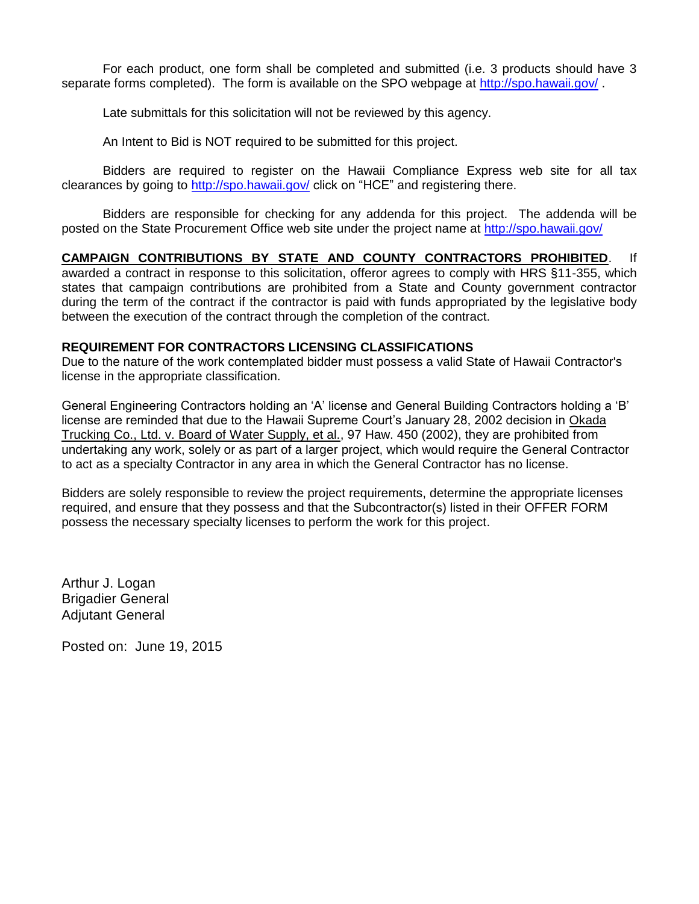For each product, one form shall be completed and submitted (i.e. 3 products should have 3 separate forms completed). The form is available on the SPO webpage at http://spo.hawaii.gov/ .

Late submittals for this solicitation will not be reviewed by this agency.

An Intent to Bid is NOT required to be submitted for this project.

Bidders are required to register on the Hawaii Compliance Express web site for all tax clearances by going to http://spo.hawaii.gov/ click on "HCE" and registering there.

Bidders are responsible for checking for any addenda for this project. The addenda will be posted on the State Procurement Office web site under the project name at http://spo.hawaii.gov/

**CAMPAIGN CONTRIBUTIONS BY STATE AND COUNTY CONTRACTORS PROHIBITED**. If awarded a contract in response to this solicitation, offeror agrees to comply with HRS §11-355, which states that campaign contributions are prohibited from a State and County government contractor during the term of the contract if the contractor is paid with funds appropriated by the legislative body between the execution of the contract through the completion of the contract.

**REQUIREMENT FOR CONTRACTORS LICENSING CLASSIFICATIONS**
Due to the nature of the work contemplated bidder must possess a valid State of Hawaii Contractor's license in the appropriate classification.

General Engineering Contractors holding an 'A' license and General Building Contractors holding a 'B' license are reminded that due to the Hawaii Supreme Court's January 28, 2002 decision in Okada Trucking Co., Ltd. v. Board of Water Supply, et al., 97 Haw. 450 (2002), they are prohibited from undertaking any work, solely or as part of a larger project, which would require the General Contractor to act as a specialty Contractor in any area in which the General Contractor has no license.

Bidders are solely responsible to review the project requirements, determine the appropriate licenses required, and ensure that they possess and that the Subcontractor(s) listed in their OFFER FORM possess the necessary specialty licenses to perform the work for this project.

Arthur J. Logan
Brigadier General
Adjutant General

Posted on: June 19, 2015